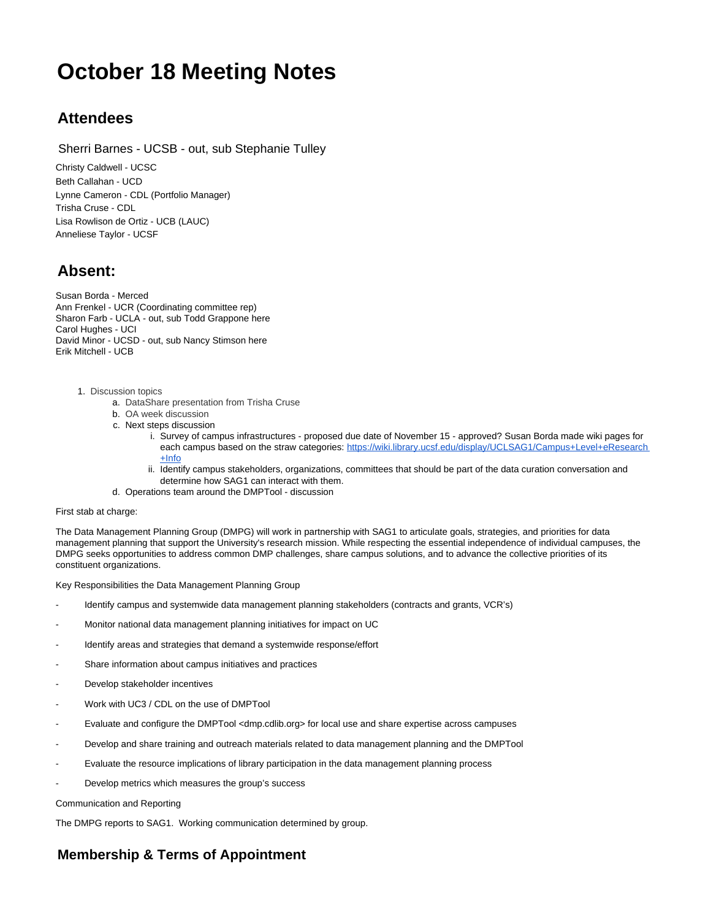# October 18 Meeting Notes

## Attendees

Sherri Barnes - UCSB - out, sub Stephanie Tulley

Christy Caldwell - UCSC
Beth Callahan - UCD
Lynne Cameron - CDL (Portfolio Manager)
Trisha Cruse - CDL
Lisa Rowlison de Ortiz - UCB (LAUC)
Anneliese Taylor - UCSF

## Absent:

Susan Borda - Merced
Ann Frenkel - UCR (Coordinating committee rep)
Sharon Farb - UCLA - out, sub Todd Grappone here
Carol Hughes - UCI
David Minor - UCSD - out, sub Nancy Stimson here
Erik Mitchell - UCB

1. Discussion topics
   a. DataShare presentation from Trisha Cruse
   b. OA week discussion
   c. Next steps discussion
      i. Survey of campus infrastructures - proposed due date of November 15 - approved? Susan Borda made wiki pages for each campus based on the straw categories: https://wiki.library.ucsf.edu/display/UCLSAG1/Campus+Level+eResearch+Info
      ii. Identify campus stakeholders, organizations, committees that should be part of the data curation conversation and determine how SAG1 can interact with them.
   d. Operations team around the DMPTool - discussion

First stab at charge:

The Data Management Planning Group (DMPG) will work in partnership with SAG1 to articulate goals, strategies, and priorities for data management planning that support the University's research mission. While respecting the essential independence of individual campuses, the DMPG seeks opportunities to address common DMP challenges, share campus solutions, and to advance the collective priorities of its constituent organizations.

Key Responsibilities the Data Management Planning Group

- Identify campus and systemwide data management planning stakeholders (contracts and grants, VCR's)
- Monitor national data management planning initiatives for impact on UC
- Identify areas and strategies that demand a systemwide response/effort
- Share information about campus initiatives and practices
- Develop stakeholder incentives
- Work with UC3 / CDL on the use of DMPTool
- Evaluate and configure the DMPTool <dmp.cdlib.org> for local use and share expertise across campuses
- Develop and share training and outreach materials related to data management planning and the DMPTool
- Evaluate the resource implications of library participation in the data management planning process
- Develop metrics which measures the group's success

Communication and Reporting

The DMPG reports to SAG1. Working communication determined by group.

## Membership & Terms of Appointment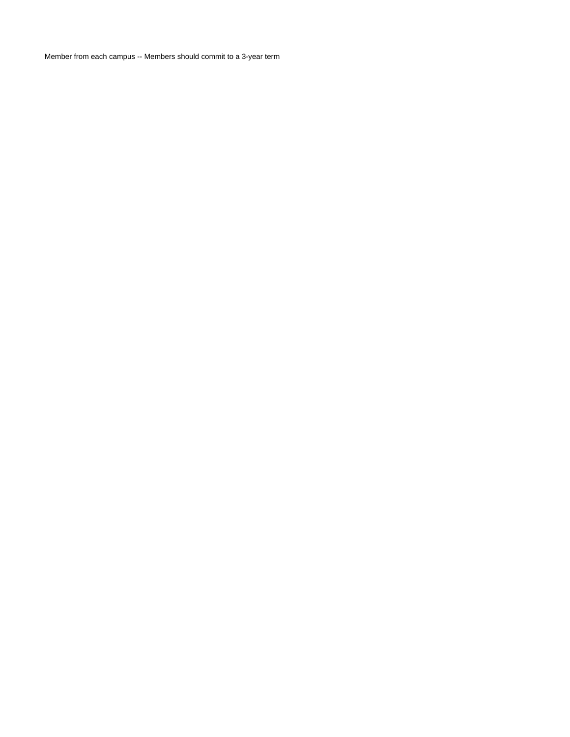Member from each campus -- Members should commit to a 3-year term